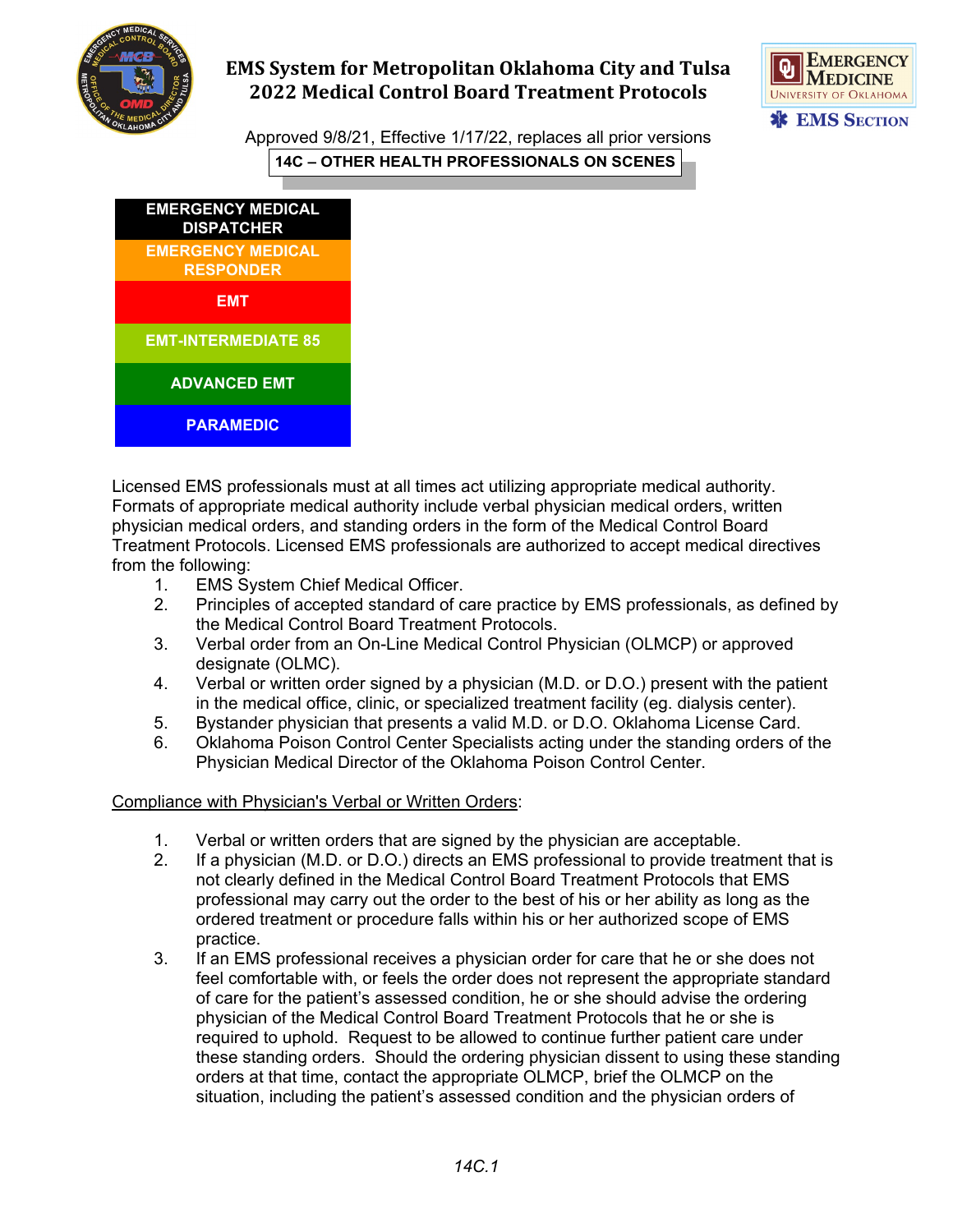# EMS System for Metropolitan Oklahoma City and Tulsa
# 2022 Medical Control Board Treatment Protocols

Approved 9/8/21, Effective 1/17/22, replaces all prior versions

## 14C – OTHER HEALTH PROFESSIONALS ON SCENES

| EMERGENCY MEDICAL DISPATCHER |
|---|
| EMERGENCY MEDICAL RESPONDER |
| EMT |
| EMT-INTERMEDIATE 85 |
| ADVANCED EMT |
| PARAMEDIC |

Licensed EMS professionals must at all times act utilizing appropriate medical authority. Formats of appropriate medical authority include verbal physician medical orders, written physician medical orders, and standing orders in the form of the Medical Control Board Treatment Protocols. Licensed EMS professionals are authorized to accept medical directives from the following:

1. EMS System Chief Medical Officer.
2. Principles of accepted standard of care practice by EMS professionals, as defined by the Medical Control Board Treatment Protocols.
3. Verbal order from an On-Line Medical Control Physician (OLMCP) or approved designate (OLMC).
4. Verbal or written order signed by a physician (M.D. or D.O.) present with the patient in the medical office, clinic, or specialized treatment facility (eg. dialysis center).
5. Bystander physician that presents a valid M.D. or D.O. Oklahoma License Card.
6. Oklahoma Poison Control Center Specialists acting under the standing orders of the Physician Medical Director of the Oklahoma Poison Control Center.

<u>Compliance with Physician's Verbal or Written Orders</u>:

1. Verbal or written orders that are signed by the physician are acceptable.
2. If a physician (M.D. or D.O.) directs an EMS professional to provide treatment that is not clearly defined in the Medical Control Board Treatment Protocols that EMS professional may carry out the order to the best of his or her ability as long as the ordered treatment or procedure falls within his or her authorized scope of EMS practice.
3. If an EMS professional receives a physician order for care that he or she does not feel comfortable with, or feels the order does not represent the appropriate standard of care for the patient's assessed condition, he or she should advise the ordering physician of the Medical Control Board Treatment Protocols that he or she is required to uphold. Request to be allowed to continue further patient care under these standing orders. Should the ordering physician dissent to using these standing orders at that time, contact the appropriate OLMCP, brief the OLMCP on the situation, including the patient's assessed condition and the physician orders of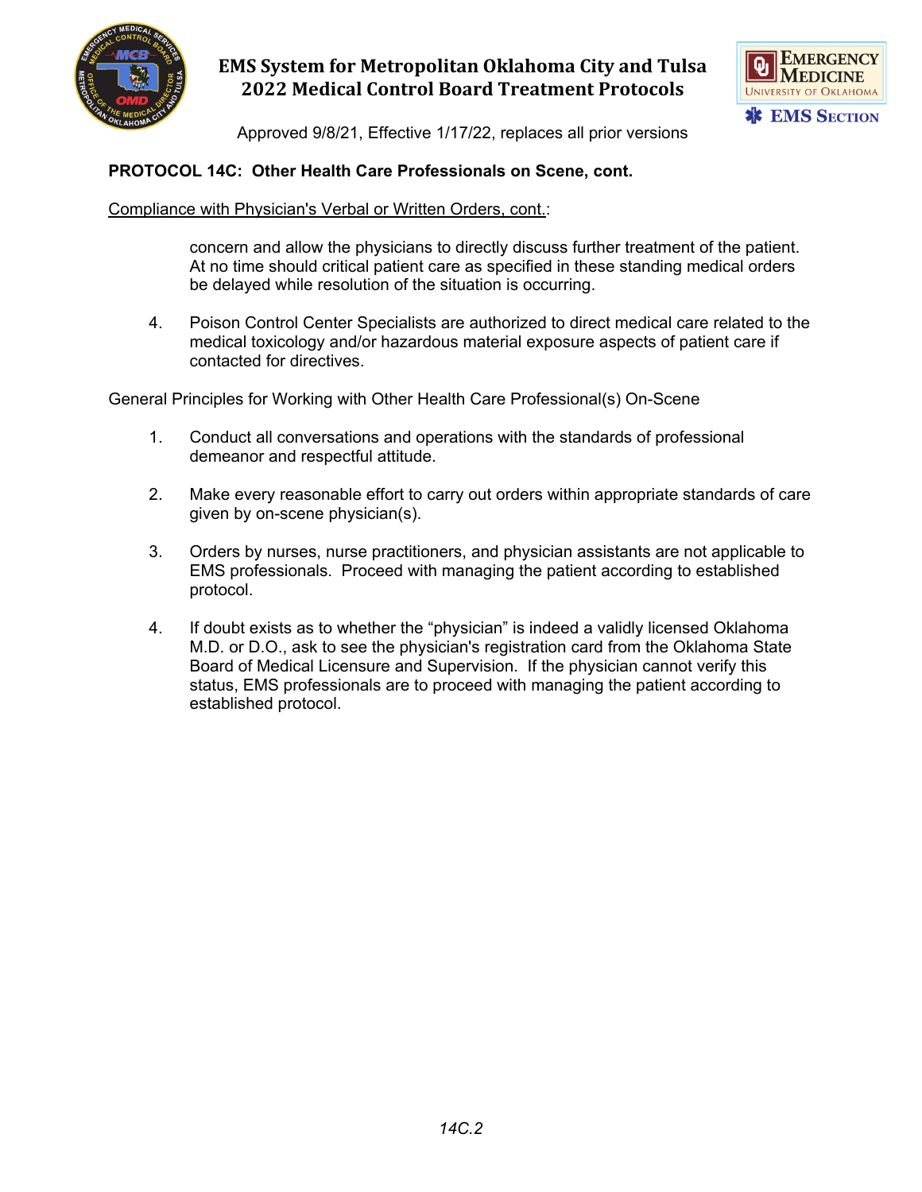## PROTOCOL 14C: Other Health Care Professionals on Scene, cont.

Compliance with Physician's Verbal or Written Orders, cont.:

concern and allow the physicians to directly discuss further treatment of the patient. At no time should critical patient care as specified in these standing medical orders be delayed while resolution of the situation is occurring.

4. Poison Control Center Specialists are authorized to direct medical care related to the medical toxicology and/or hazardous material exposure aspects of patient care if contacted for directives.

General Principles for Working with Other Health Care Professional(s) On-Scene

1. Conduct all conversations and operations with the standards of professional demeanor and respectful attitude.

2. Make every reasonable effort to carry out orders within appropriate standards of care given by on-scene physician(s).

3. Orders by nurses, nurse practitioners, and physician assistants are not applicable to EMS professionals. Proceed with managing the patient according to established protocol.

4. If doubt exists as to whether the "physician" is indeed a validly licensed Oklahoma M.D. or D.O., ask to see the physician's registration card from the Oklahoma State Board of Medical Licensure and Supervision. If the physician cannot verify this status, EMS professionals are to proceed with managing the patient according to established protocol.